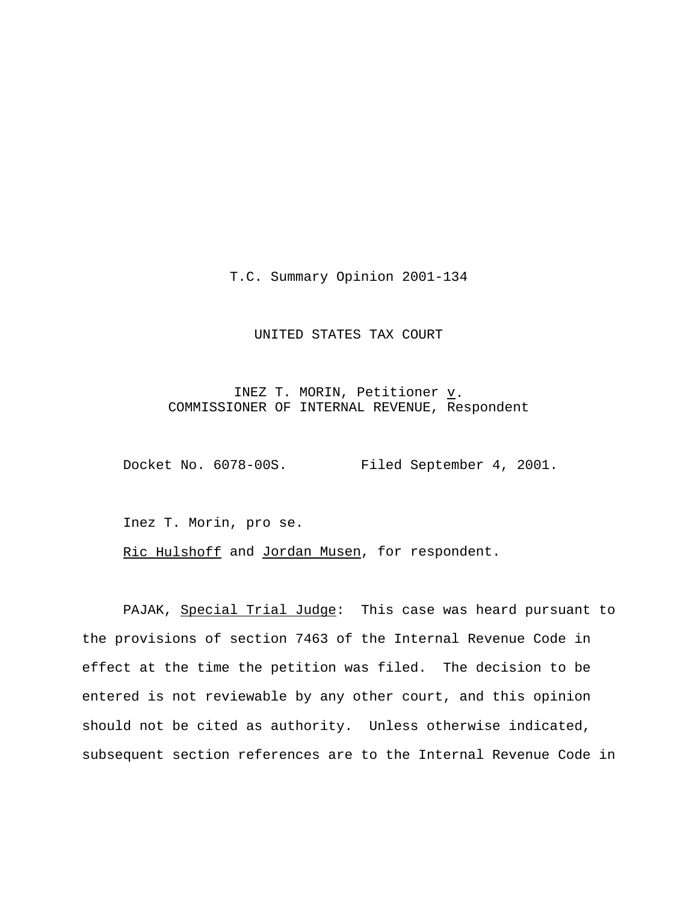T.C. Summary Opinion 2001-134

UNITED STATES TAX COURT

INEZ T. MORIN, Petitioner *v*.
COMMISSIONER OF INTERNAL REVENUE, Respondent

Docket No. 6078-00S. Filed September 4, 2001.

Inez T. Morin, pro se.

Ric Hulshoff and Jordan Musen, for respondent.

PAJAK, *Special Trial Judge*: This case was heard pursuant to the provisions of section 7463 of the Internal Revenue Code in effect at the time the petition was filed. The decision to be entered is not reviewable by any other court, and this opinion should not be cited as authority. Unless otherwise indicated, subsequent section references are to the Internal Revenue Code in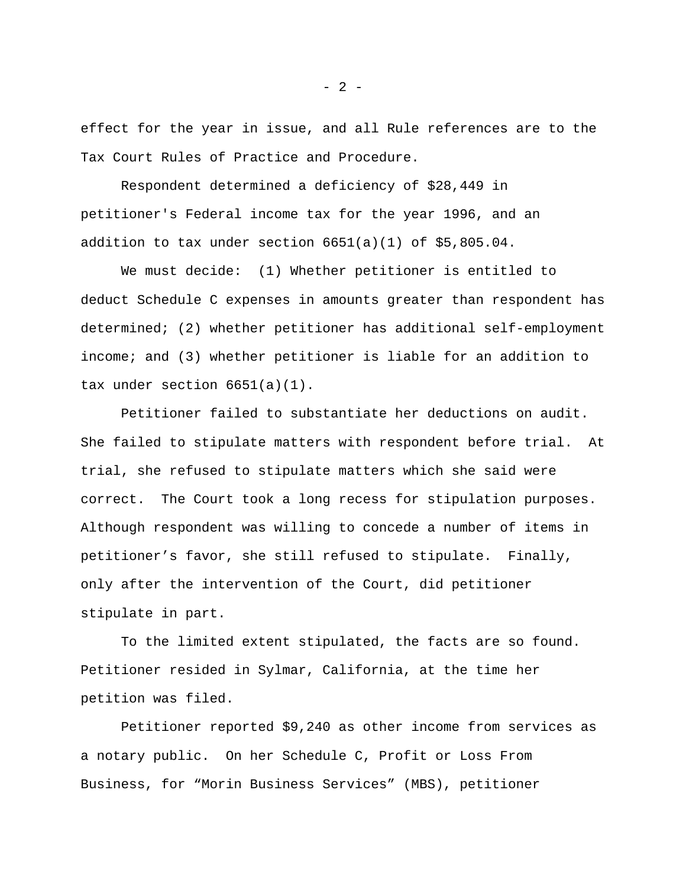effect for the year in issue, and all Rule references are to the Tax Court Rules of Practice and Procedure.

Respondent determined a deficiency of $28,449 in petitioner's Federal income tax for the year 1996, and an addition to tax under section 6651(a)(1) of $5,805.04.

We must decide: (1) Whether petitioner is entitled to deduct Schedule C expenses in amounts greater than respondent has determined; (2) whether petitioner has additional self-employment income; and (3) whether petitioner is liable for an addition to tax under section 6651(a)(1).

Petitioner failed to substantiate her deductions on audit. She failed to stipulate matters with respondent before trial. At trial, she refused to stipulate matters which she said were correct. The Court took a long recess for stipulation purposes. Although respondent was willing to concede a number of items in petitioner's favor, she still refused to stipulate. Finally, only after the intervention of the Court, did petitioner stipulate in part.

To the limited extent stipulated, the facts are so found. Petitioner resided in Sylmar, California, at the time her petition was filed.

Petitioner reported $9,240 as other income from services as a notary public. On her Schedule C, Profit or Loss From Business, for “Morin Business Services” (MBS), petitioner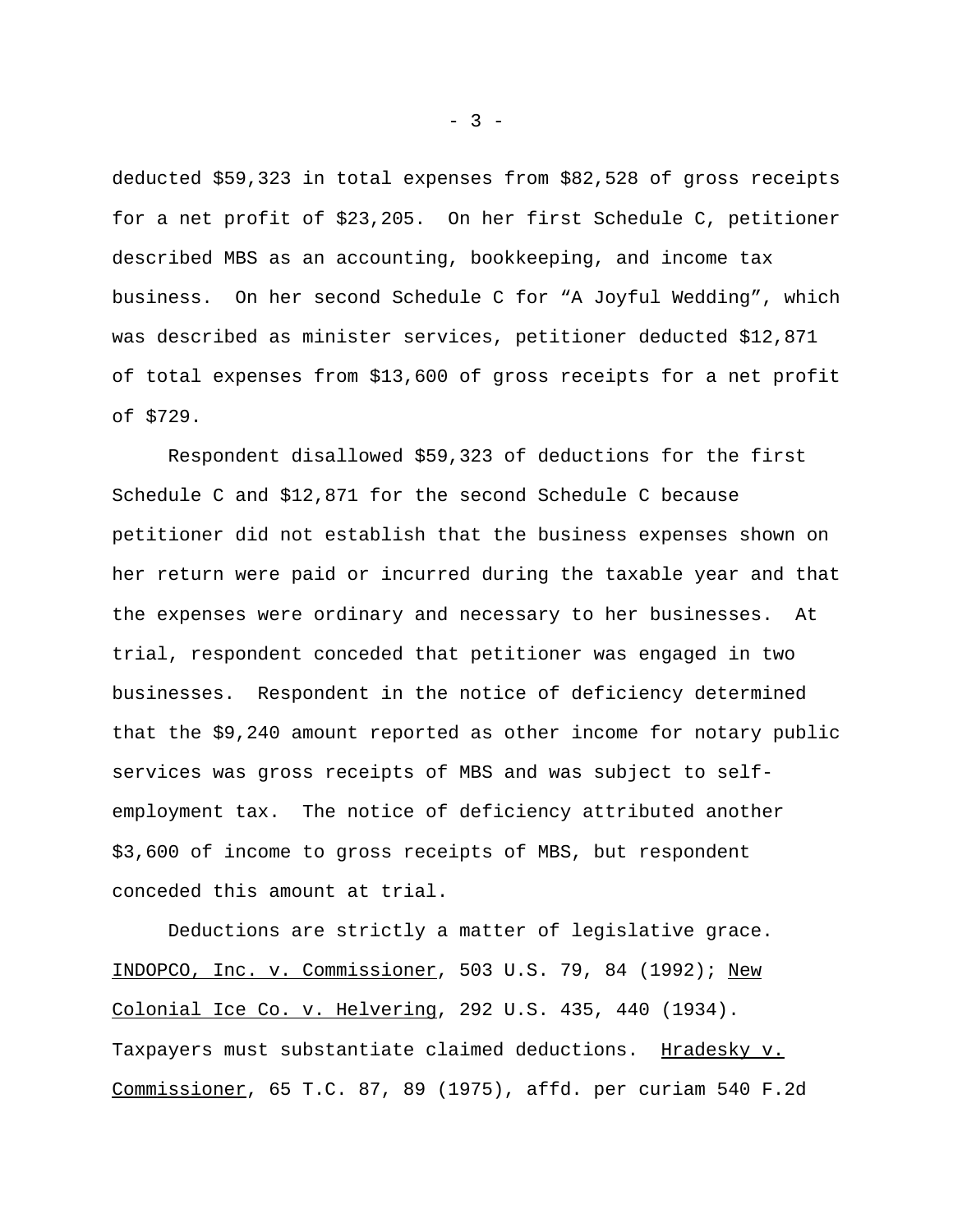deducted $59,323 in total expenses from $82,528 of gross receipts for a net profit of $23,205. On her first Schedule C, petitioner described MBS as an accounting, bookkeeping, and income tax business. On her second Schedule C for “A Joyful Wedding”, which was described as minister services, petitioner deducted $12,871 of total expenses from $13,600 of gross receipts for a net profit of $729.

Respondent disallowed $59,323 of deductions for the first Schedule C and $12,871 for the second Schedule C because petitioner did not establish that the business expenses shown on her return were paid or incurred during the taxable year and that the expenses were ordinary and necessary to her businesses. At trial, respondent conceded that petitioner was engaged in two businesses. Respondent in the notice of deficiency determined that the $9,240 amount reported as other income for notary public services was gross receipts of MBS and was subject to self-employment tax. The notice of deficiency attributed another $3,600 of income to gross receipts of MBS, but respondent conceded this amount at trial.

Deductions are strictly a matter of legislative grace. INDOPCO, Inc. v. Commissioner, 503 U.S. 79, 84 (1992); New Colonial Ice Co. v. Helvering, 292 U.S. 435, 440 (1934). Taxpayers must substantiate claimed deductions. Hradesky v. Commissioner, 65 T.C. 87, 89 (1975), affd. per curiam 540 F.2d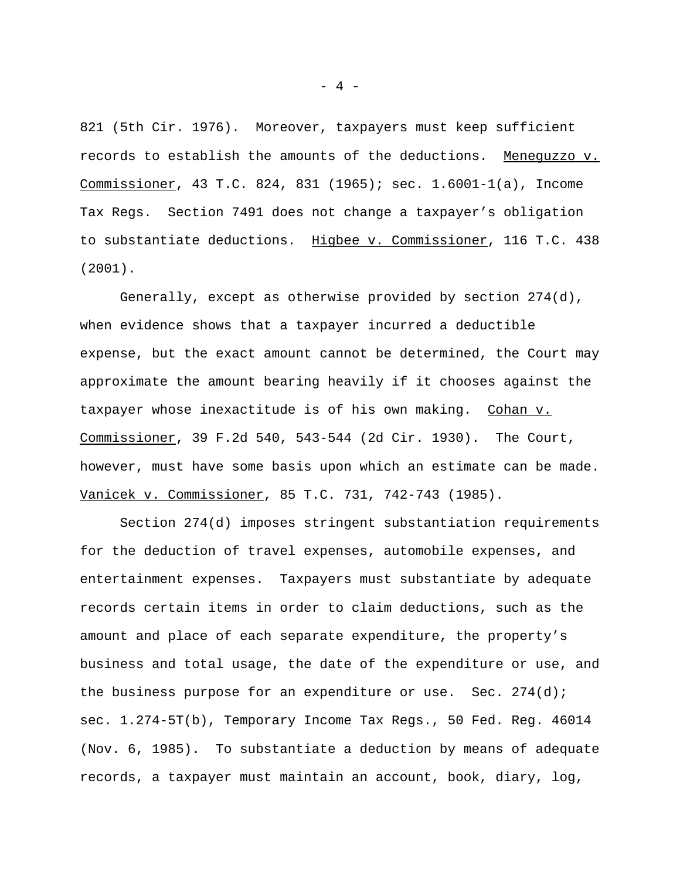821 (5th Cir. 1976). Moreover, taxpayers must keep sufficient records to establish the amounts of the deductions. Meneguzzo v. Commissioner, 43 T.C. 824, 831 (1965); sec. 1.6001-1(a), Income Tax Regs. Section 7491 does not change a taxpayer's obligation to substantiate deductions. Higbee v. Commissioner, 116 T.C. 438 (2001).

Generally, except as otherwise provided by section 274(d), when evidence shows that a taxpayer incurred a deductible expense, but the exact amount cannot be determined, the Court may approximate the amount bearing heavily if it chooses against the taxpayer whose inexactitude is of his own making. Cohan v. Commissioner, 39 F.2d 540, 543-544 (2d Cir. 1930). The Court, however, must have some basis upon which an estimate can be made. Vanicek v. Commissioner, 85 T.C. 731, 742-743 (1985).

Section 274(d) imposes stringent substantiation requirements for the deduction of travel expenses, automobile expenses, and entertainment expenses. Taxpayers must substantiate by adequate records certain items in order to claim deductions, such as the amount and place of each separate expenditure, the property's business and total usage, the date of the expenditure or use, and the business purpose for an expenditure or use. Sec. 274(d); sec. 1.274-5T(b), Temporary Income Tax Regs., 50 Fed. Reg. 46014 (Nov. 6, 1985). To substantiate a deduction by means of adequate records, a taxpayer must maintain an account, book, diary, log,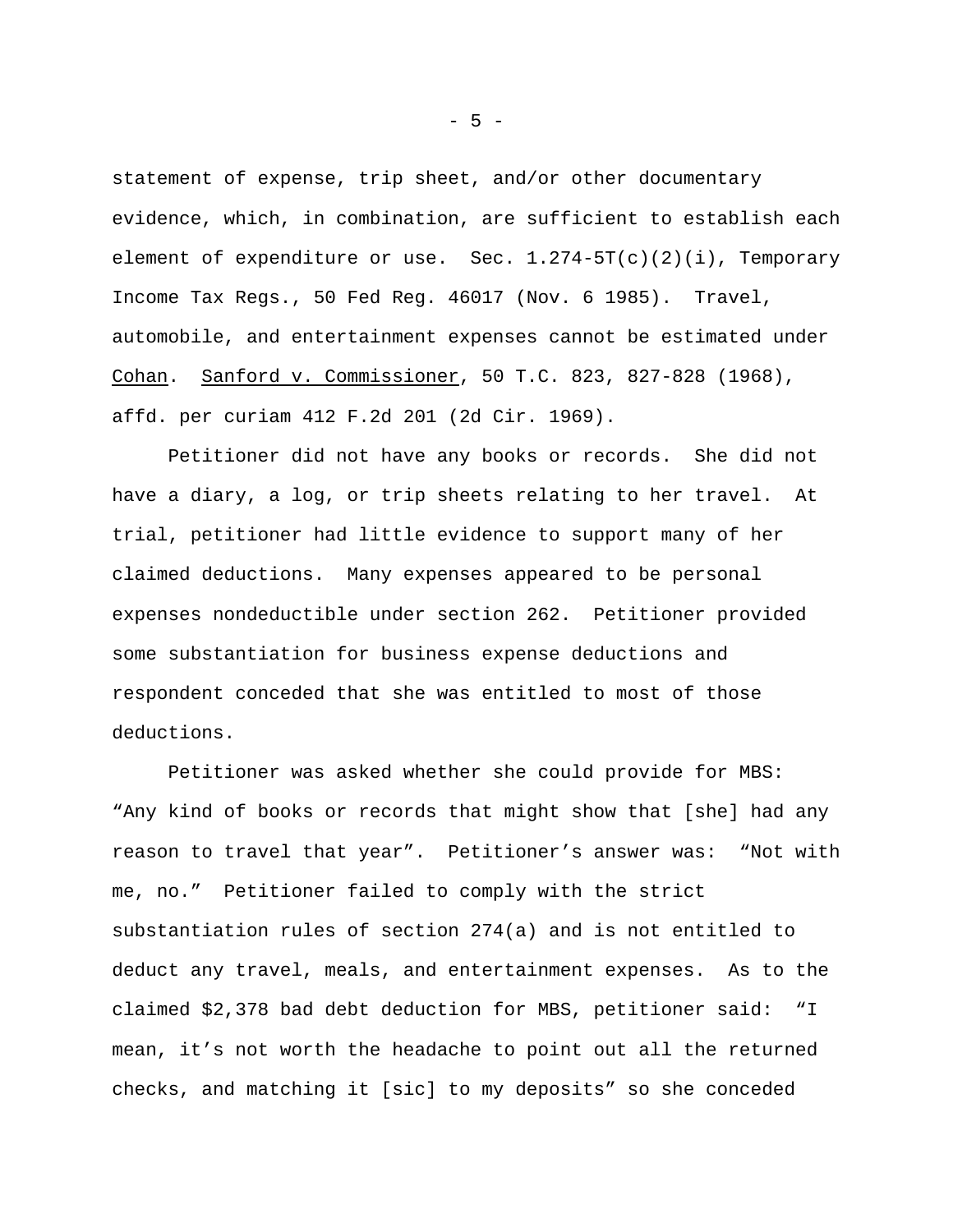statement of expense, trip sheet, and/or other documentary evidence, which, in combination, are sufficient to establish each element of expenditure or use. Sec. 1.274-5T(c)(2)(i), Temporary Income Tax Regs., 50 Fed Reg. 46017 (Nov. 6 1985). Travel, automobile, and entertainment expenses cannot be estimated under Cohan. Sanford v. Commissioner, 50 T.C. 823, 827-828 (1968), affd. per curiam 412 F.2d 201 (2d Cir. 1969).

Petitioner did not have any books or records. She did not have a diary, a log, or trip sheets relating to her travel. At trial, petitioner had little evidence to support many of her claimed deductions. Many expenses appeared to be personal expenses nondeductible under section 262. Petitioner provided some substantiation for business expense deductions and respondent conceded that she was entitled to most of those deductions.

Petitioner was asked whether she could provide for MBS: "Any kind of books or records that might show that [she] had any reason to travel that year". Petitioner's answer was: "Not with me, no." Petitioner failed to comply with the strict substantiation rules of section 274(a) and is not entitled to deduct any travel, meals, and entertainment expenses. As to the claimed $2,378 bad debt deduction for MBS, petitioner said: "I mean, it's not worth the headache to point out all the returned checks, and matching it [sic] to my deposits" so she conceded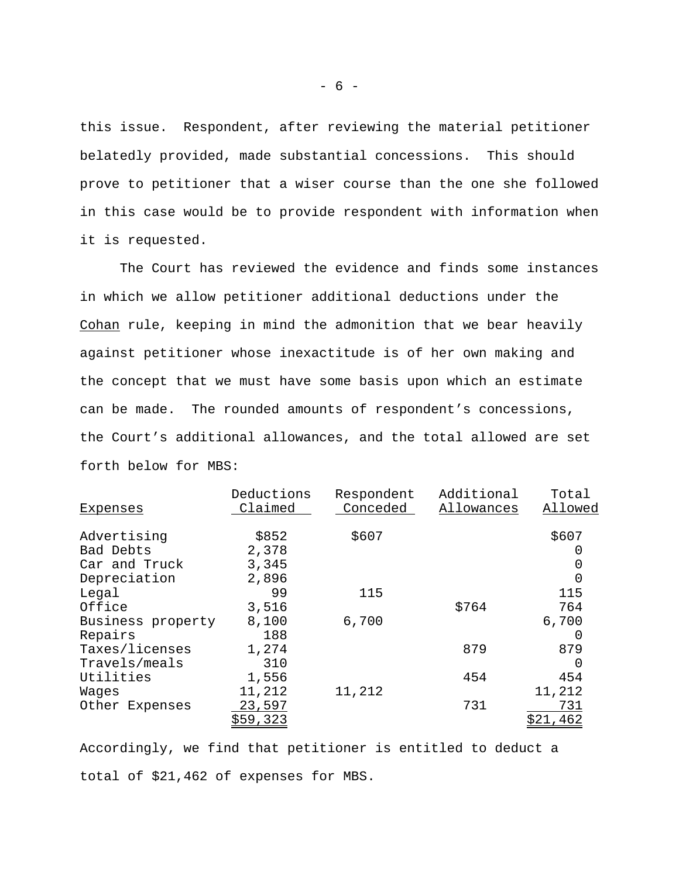this issue. Respondent, after reviewing the material petitioner belatedly provided, made substantial concessions. This should prove to petitioner that a wiser course than the one she followed in this case would be to provide respondent with information when it is requested.

The Court has reviewed the evidence and finds some instances in which we allow petitioner additional deductions under the Cohan rule, keeping in mind the admonition that we bear heavily against petitioner whose inexactitude is of her own making and the concept that we must have some basis upon which an estimate can be made. The rounded amounts of respondent's concessions, the Court's additional allowances, and the total allowed are set forth below for MBS:

| Expenses | Deductions Claimed | Respondent Conceded | Additional Allowances | Total Allowed |
|---|---|---|---|---|
| Advertising | $852 | $607 | | $607 |
| Bad Debts | 2,378 | | | 0 |
| Car and Truck | 3,345 | | | 0 |
| Depreciation | 2,896 | | | 0 |
| Legal | 99 | 115 | | 115 |
| Office | 3,516 | | $764 | 764 |
| Business property | 8,100 | 6,700 | | 6,700 |
| Repairs | 188 | | | 0 |
| Taxes/licenses | 1,274 | | 879 | 879 |
| Travels/meals | 310 | | | 0 |
| Utilities | 1,556 | | 454 | 454 |
| Wages | 11,212 | 11,212 | | 11,212 |
| Other Expenses | 23,597 | | 731 | 731 |
| | $59,323 | | | $21,462 |

Accordingly, we find that petitioner is entitled to deduct a total of $21,462 of expenses for MBS.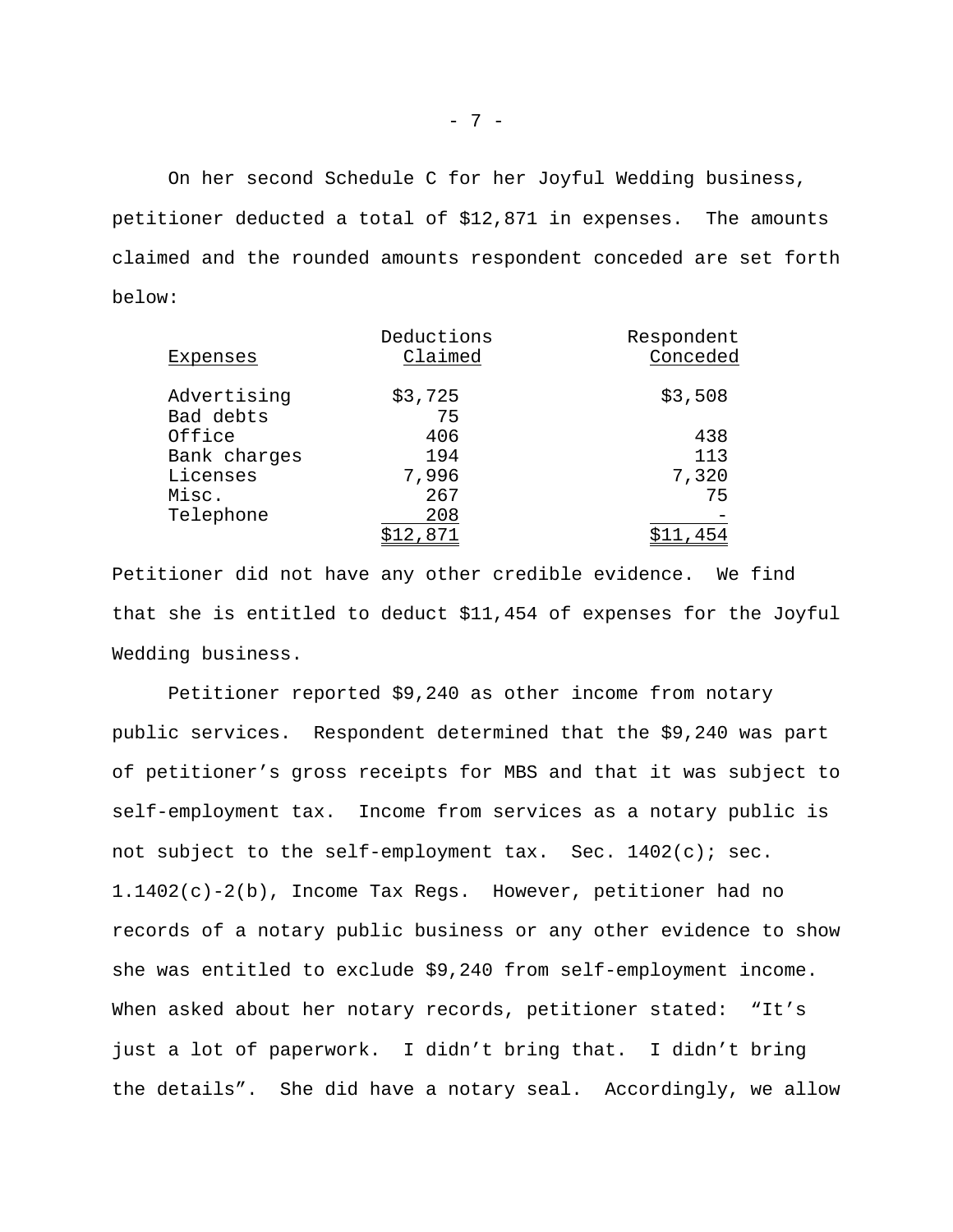On her second Schedule C for her Joyful Wedding business, petitioner deducted a total of $12,871 in expenses. The amounts claimed and the rounded amounts respondent conceded are set forth below:

| Expenses | Deductions Claimed | Respondent Conceded |
|---|---|---|
| Advertising | $3,725 | $3,508 |
| Bad debts | 75 | |
| Office | 406 | 438 |
| Bank charges | 194 | 113 |
| Licenses | 7,996 | 7,320 |
| Misc. | 267 | 75 |
| Telephone | 208 | - |
| | $12,871 | $11,454 |

Petitioner did not have any other credible evidence. We find that she is entitled to deduct $11,454 of expenses for the Joyful Wedding business.

Petitioner reported $9,240 as other income from notary public services. Respondent determined that the $9,240 was part of petitioner's gross receipts for MBS and that it was subject to self-employment tax. Income from services as a notary public is not subject to the self-employment tax. Sec. 1402(c); sec. 1.1402(c)-2(b), Income Tax Regs. However, petitioner had no records of a notary public business or any other evidence to show she was entitled to exclude $9,240 from self-employment income. When asked about her notary records, petitioner stated: "It's just a lot of paperwork. I didn't bring that. I didn't bring the details". She did have a notary seal. Accordingly, we allow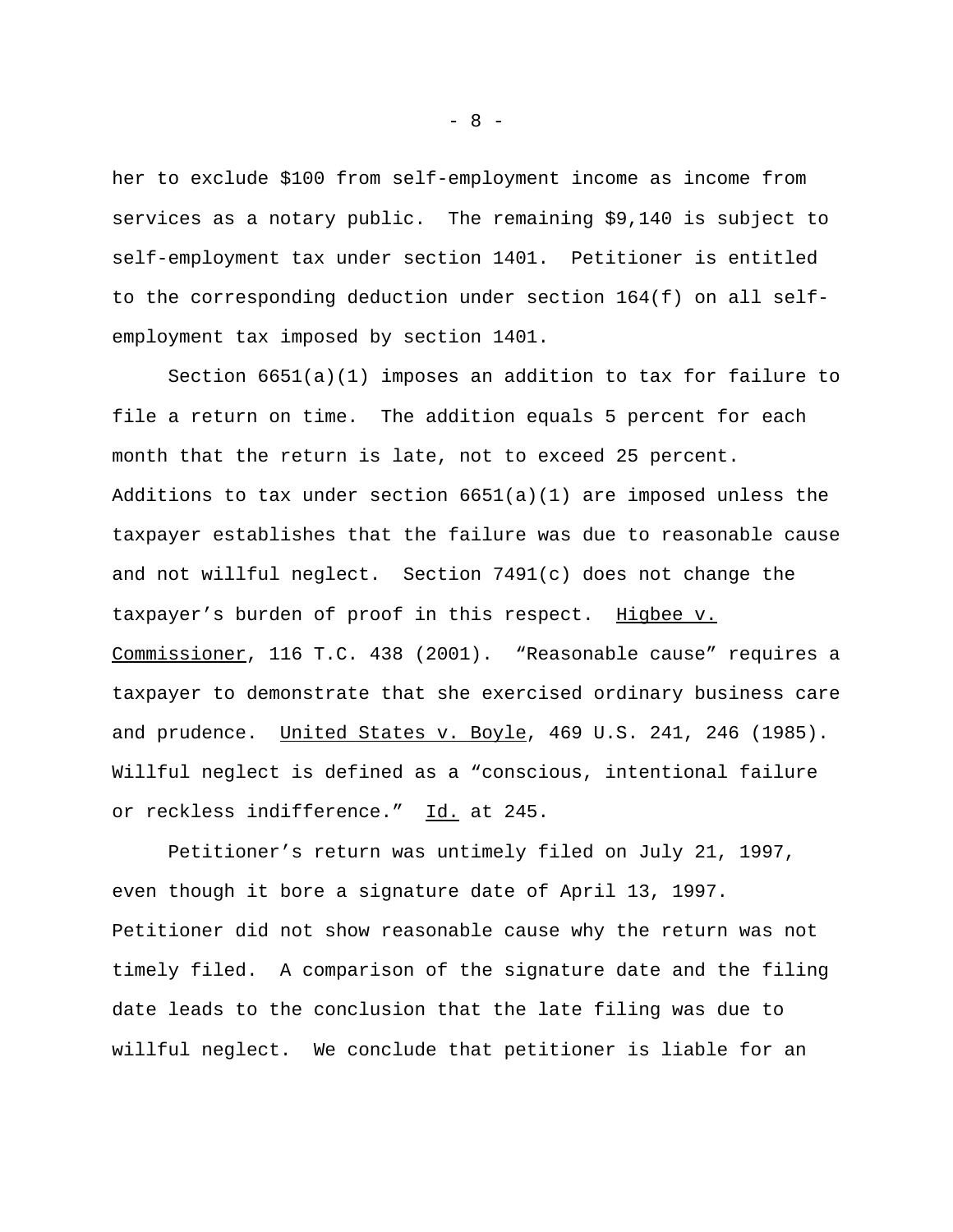her to exclude $100 from self-employment income as income from services as a notary public. The remaining $9,140 is subject to self-employment tax under section 1401. Petitioner is entitled to the corresponding deduction under section 164(f) on all self-employment tax imposed by section 1401.

Section 6651(a)(1) imposes an addition to tax for failure to file a return on time. The addition equals 5 percent for each month that the return is late, not to exceed 25 percent. Additions to tax under section 6651(a)(1) are imposed unless the taxpayer establishes that the failure was due to reasonable cause and not willful neglect. Section 7491(c) does not change the taxpayer's burden of proof in this respect. Higbee v. Commissioner, 116 T.C. 438 (2001). "Reasonable cause" requires a taxpayer to demonstrate that she exercised ordinary business care and prudence. United States v. Boyle, 469 U.S. 241, 246 (1985). Willful neglect is defined as a "conscious, intentional failure or reckless indifference." Id. at 245.

Petitioner's return was untimely filed on July 21, 1997, even though it bore a signature date of April 13, 1997. Petitioner did not show reasonable cause why the return was not timely filed. A comparison of the signature date and the filing date leads to the conclusion that the late filing was due to willful neglect. We conclude that petitioner is liable for an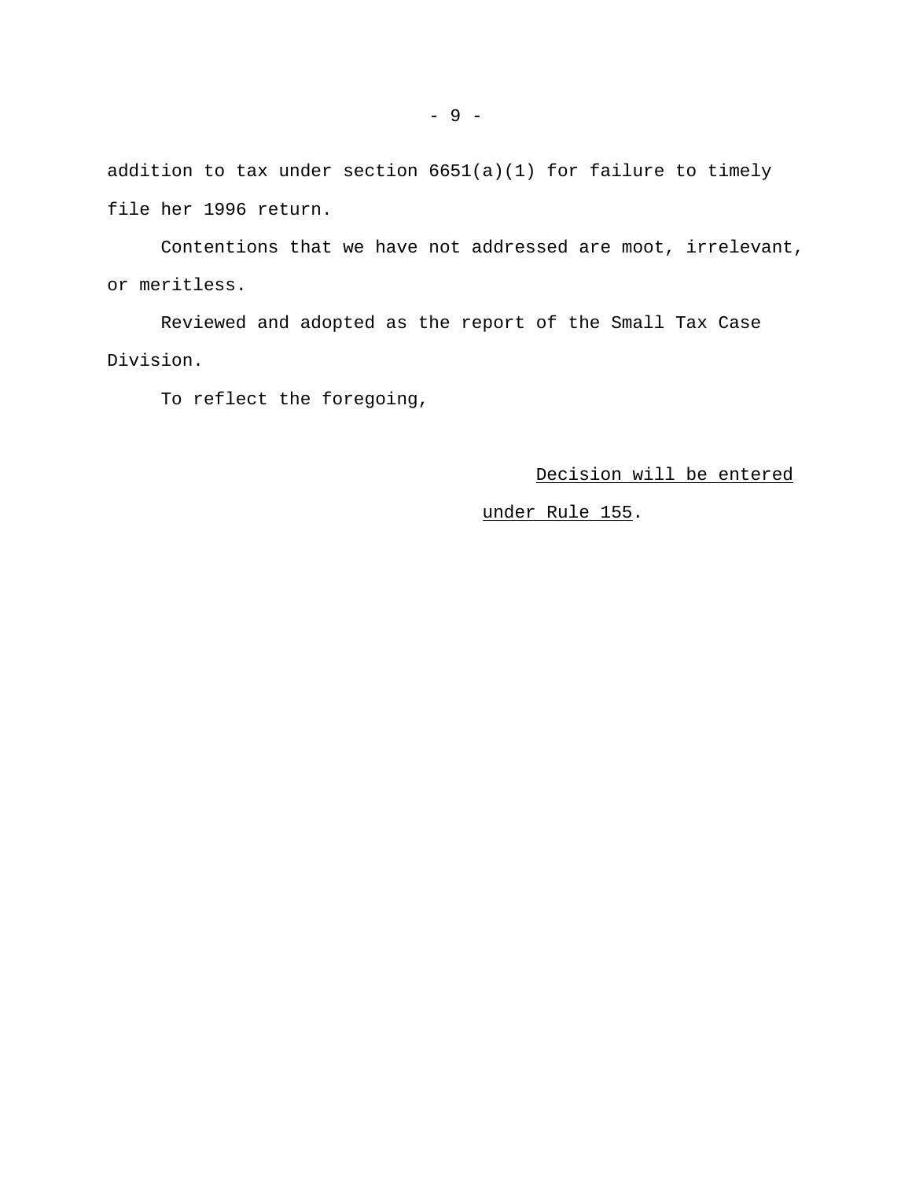addition to tax under section 6651(a)(1) for failure to timely file her 1996 return.

Contentions that we have not addressed are moot, irrelevant, or meritless.

Reviewed and adopted as the report of the Small Tax Case Division.

To reflect the foregoing,

*Decision will be entered under Rule 155*.